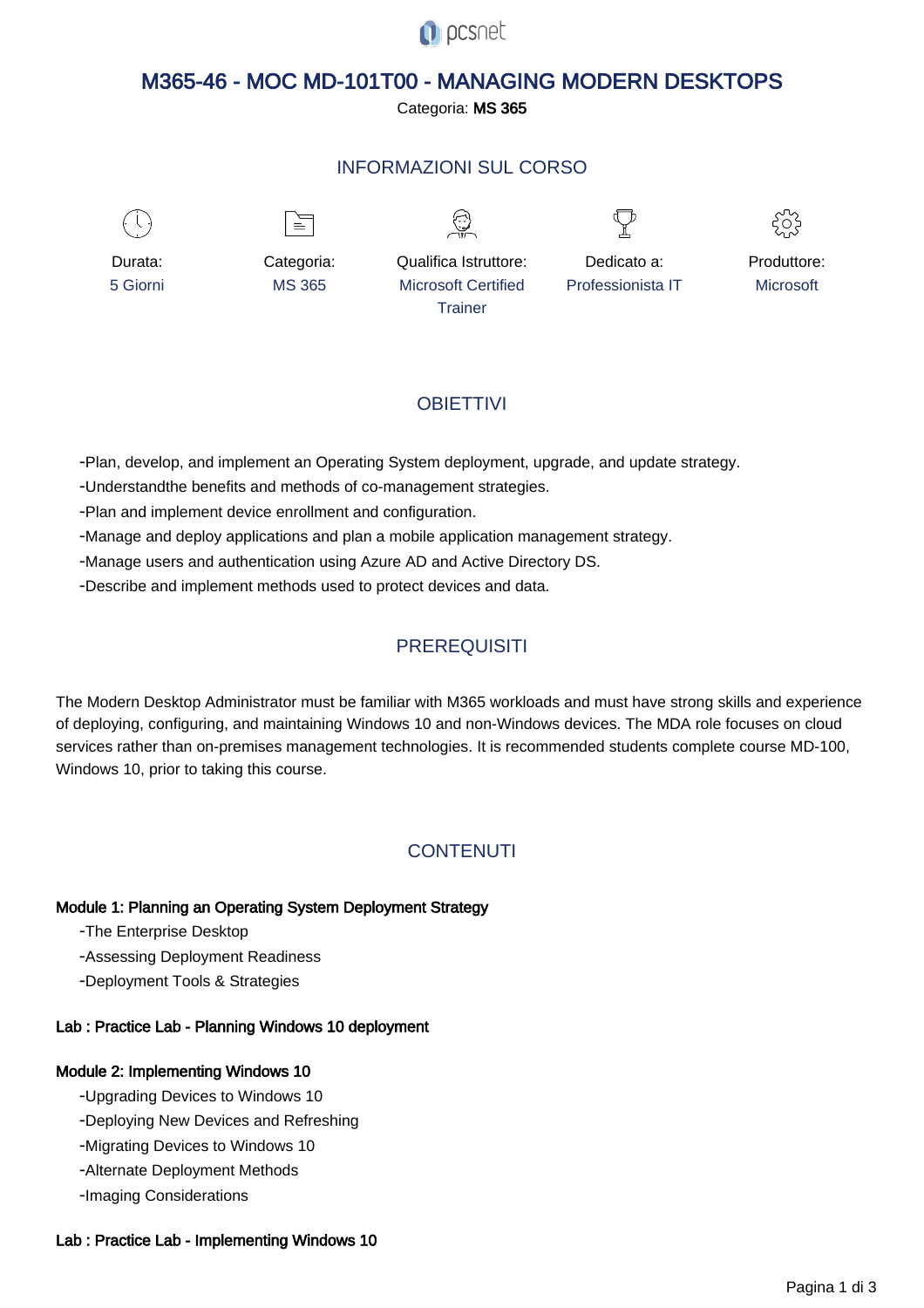# M365-46 - MOC MD-101T00 - MANAGING MODERN DESKTOPS

Categoria: **MS 365**

## INFORMAZIONI SUL CORSO

| Durata: | Categoria: | Qualifica Istruttore: | Dedicato a: | Produttore: |
| --- | --- | --- | --- | --- |
| 5 Giorni | MS 365 | Microsoft Certified Trainer | Professionista IT | Microsoft |

## OBIETTIVI

- Plan, develop, and implement an Operating System deployment, upgrade, and update strategy.
- Understandthe benefits and methods of co-management strategies.
- Plan and implement device enrollment and configuration.
- Manage and deploy applications and plan a mobile application management strategy.
- Manage users and authentication using Azure AD and Active Directory DS.
- Describe and implement methods used to protect devices and data.

## PREREQUISITI

The Modern Desktop Administrator must be familiar with M365 workloads and must have strong skills and experience of deploying, configuring, and maintaining Windows 10 and non-Windows devices. The MDA role focuses on cloud services rather than on-premises management technologies. It is recommended students complete course MD-100, Windows 10, prior to taking this course.

## CONTENUTI

**Module 1: Planning an Operating System Deployment Strategy**

- The Enterprise Desktop
- Assessing Deployment Readiness
- Deployment Tools & Strategies

**Lab : Practice Lab - Planning Windows 10 deployment**

**Module 2: Implementing Windows 10**

- Upgrading Devices to Windows 10
- Deploying New Devices and Refreshing
- Migrating Devices to Windows 10
- Alternate Deployment Methods
- Imaging Considerations

**Lab : Practice Lab - Implementing Windows 10**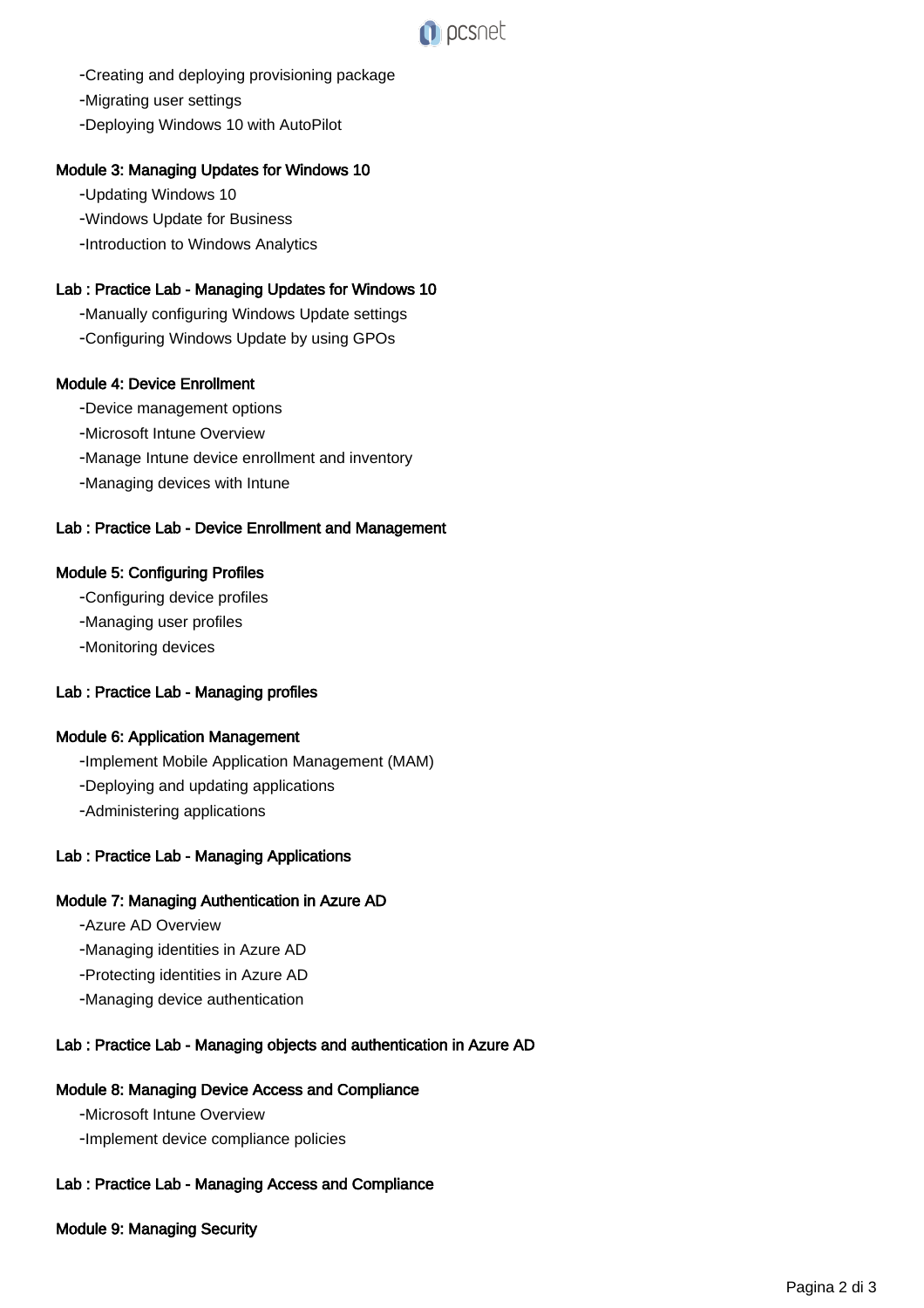-Creating and deploying provisioning package
-Migrating user settings
-Deploying Windows 10 with AutoPilot

**Module 3: Managing Updates for Windows 10**

-Updating Windows 10
-Windows Update for Business
-Introduction to Windows Analytics

**Lab : Practice Lab - Managing Updates for Windows 10**

-Manually configuring Windows Update settings
-Configuring Windows Update by using GPOs

**Module 4: Device Enrollment**

-Device management options
-Microsoft Intune Overview
-Manage Intune device enrollment and inventory
-Managing devices with Intune

**Lab : Practice Lab - Device Enrollment and Management**

**Module 5: Configuring Profiles**

-Configuring device profiles
-Managing user profiles
-Monitoring devices

**Lab : Practice Lab - Managing profiles**

**Module 6: Application Management**

-Implement Mobile Application Management (MAM)
-Deploying and updating applications
-Administering applications

**Lab : Practice Lab - Managing Applications**

**Module 7: Managing Authentication in Azure AD**

-Azure AD Overview
-Managing identities in Azure AD
-Protecting identities in Azure AD
-Managing device authentication

**Lab : Practice Lab - Managing objects and authentication in Azure AD**

**Module 8: Managing Device Access and Compliance**

-Microsoft Intune Overview
-Implement device compliance policies

**Lab : Practice Lab - Managing Access and Compliance**

**Module 9: Managing Security**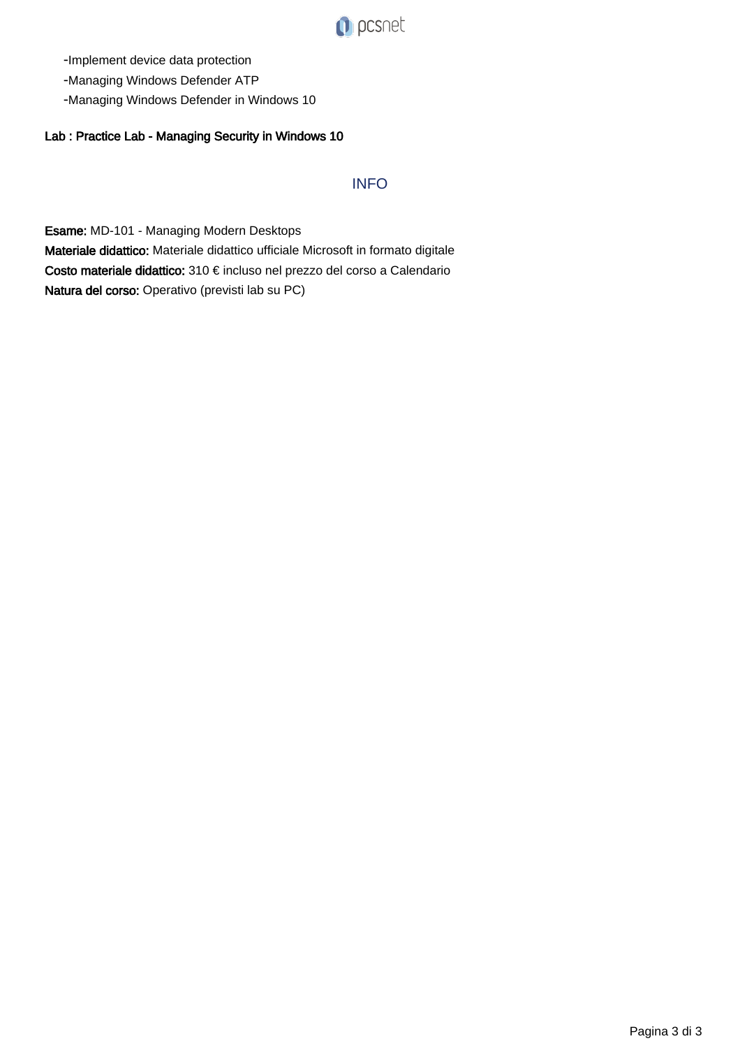- Implement device data protection
- Managing Windows Defender ATP
- Managing Windows Defender in Windows 10

**Lab : Practice Lab - Managing Security in Windows 10**

## INFO

**Esame:** MD-101 - Managing Modern Desktops
**Materiale didattico:** Materiale didattico ufficiale Microsoft in formato digitale
**Costo materiale didattico:** 310 € incluso nel prezzo del corso a Calendario
**Natura del corso:** Operativo (previsti lab su PC)